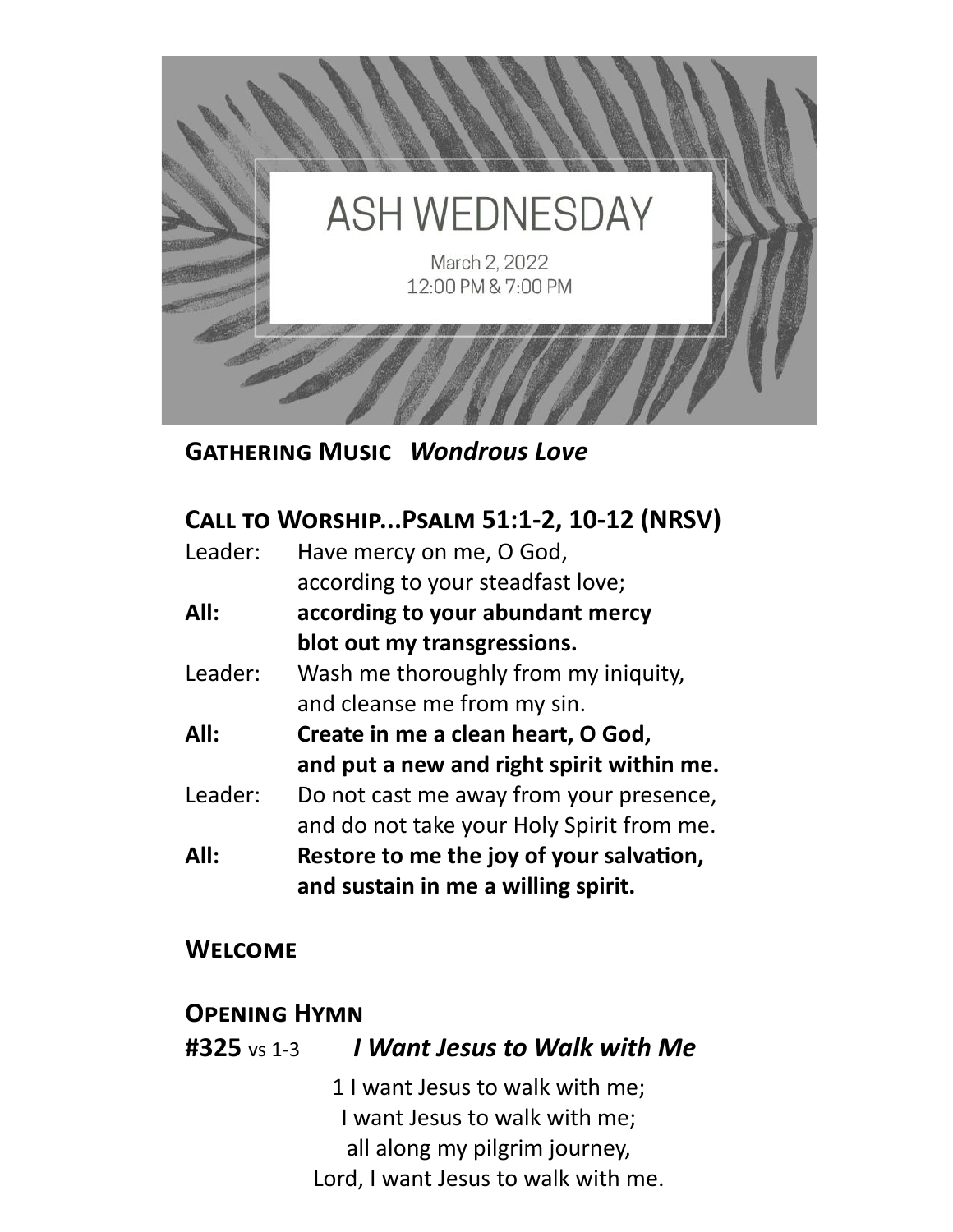# ASH WEDNESDAY

March 2, 2022
12:00 PM & 7:00 PM

**Gathering Music** ***Wondrous Love***

## Call to Worship...Psalm 51:1-2, 10-12 (NRSV)

Leader: Have mercy on me, O God,
according to your steadfast love;

**All: according to your abundant mercy
blot out my transgressions.**

Leader: Wash me thoroughly from my iniquity,
and cleanse me from my sin.

**All: Create in me a clean heart, O God,
and put a new and right spirit within me.**

Leader: Do not cast me away from your presence,
and do not take your Holy Spirit from me.

**All: Restore to me the joy of your salvation,
and sustain in me a willing spirit.**

## Welcome

## Opening Hymn

**#325** vs 1-3 ***I Want Jesus to Walk with Me***

1 I want Jesus to walk with me;
I want Jesus to walk with me;
all along my pilgrim journey,
Lord, I want Jesus to walk with me.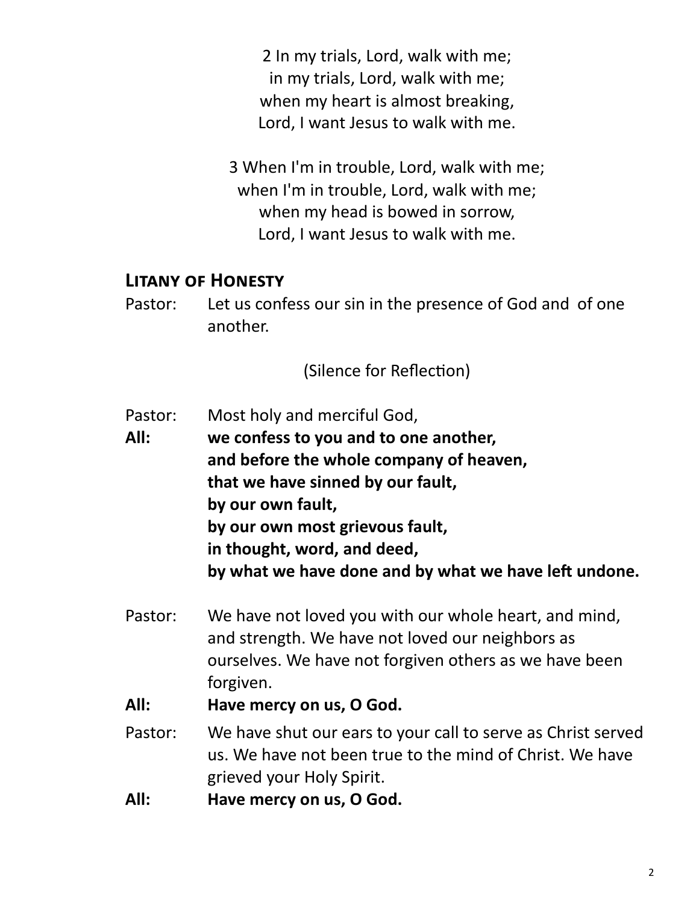2 In my trials, Lord, walk with me;
in my trials, Lord, walk with me;
when my heart is almost breaking,
Lord, I want Jesus to walk with me.

3 When I'm in trouble, Lord, walk with me;
when I'm in trouble, Lord, walk with me;
when my head is bowed in sorrow,
Lord, I want Jesus to walk with me.

## Litany of Honesty

Pastor: Let us confess our sin in the presence of God and of one another.

(Silence for Reflection)

Pastor: Most holy and merciful God,

**All: we confess to you and to one another,
and before the whole company of heaven,
that we have sinned by our fault,
by our own fault,
by our own most grievous fault,
in thought, word, and deed,
by what we have done and by what we have left undone.**

Pastor: We have not loved you with our whole heart, and mind, and strength. We have not loved our neighbors as ourselves. We have not forgiven others as we have been forgiven.

**All: Have mercy on us, O God.**

Pastor: We have shut our ears to your call to serve as Christ served us. We have not been true to the mind of Christ. We have grieved your Holy Spirit.

**All: Have mercy on us, O God.**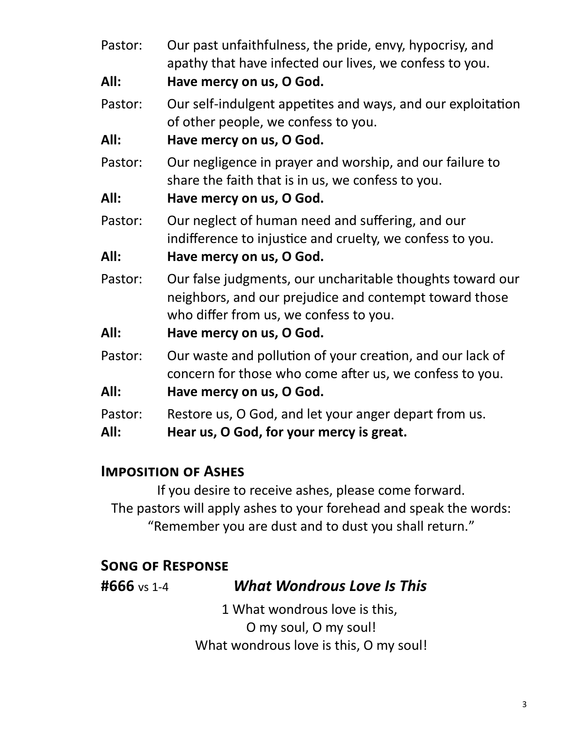Pastor: Our past unfaithfulness, the pride, envy, hypocrisy, and apathy that have infected our lives, we confess to you.

**All: Have mercy on us, O God.**

Pastor: Our self-indulgent appetites and ways, and our exploitation of other people, we confess to you.

**All: Have mercy on us, O God.**

Pastor: Our negligence in prayer and worship, and our failure to share the faith that is in us, we confess to you.

**All: Have mercy on us, O God.**

Pastor: Our neglect of human need and suffering, and our indifference to injustice and cruelty, we confess to you.

**All: Have mercy on us, O God.**

Pastor: Our false judgments, our uncharitable thoughts toward our neighbors, and our prejudice and contempt toward those who differ from us, we confess to you.

**All: Have mercy on us, O God.**

Pastor: Our waste and pollution of your creation, and our lack of concern for those who come after us, we confess to you.

**All: Have mercy on us, O God.**

Pastor: Restore us, O God, and let your anger depart from us.

**All: Hear us, O God, for your mercy is great.**

## Imposition of Ashes

If you desire to receive ashes, please come forward.
The pastors will apply ashes to your forehead and speak the words:
"Remember you are dust and to dust you shall return."

## Song of Response

**#666** vs 1-4 ***What Wondrous Love Is This***

1 What wondrous love is this,
O my soul, O my soul!
What wondrous love is this, O my soul!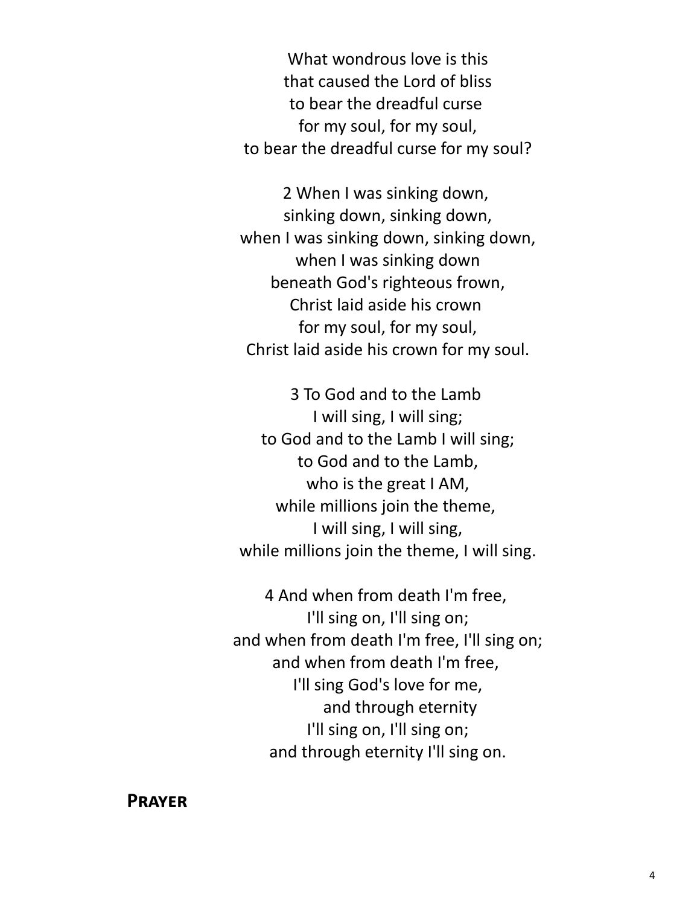What wondrous love is this  
that caused the Lord of bliss  
to bear the dreadful curse  
for my soul, for my soul,  
to bear the dreadful curse for my soul?

2 When I was sinking down,  
sinking down, sinking down,  
when I was sinking down, sinking down,  
when I was sinking down  
beneath God's righteous frown,  
Christ laid aside his crown  
for my soul, for my soul,  
Christ laid aside his crown for my soul.

3 To God and to the Lamb  
I will sing, I will sing;  
to God and to the Lamb I will sing;  
to God and to the Lamb,  
who is the great I AM,  
while millions join the theme,  
I will sing, I will sing,  
while millions join the theme, I will sing.

4 And when from death I'm free,  
I'll sing on, I'll sing on;  
and when from death I'm free, I'll sing on;  
and when from death I'm free,  
I'll sing God's love for me,  
and through eternity  
I'll sing on, I'll sing on;  
and through eternity I'll sing on.

## **Prayer**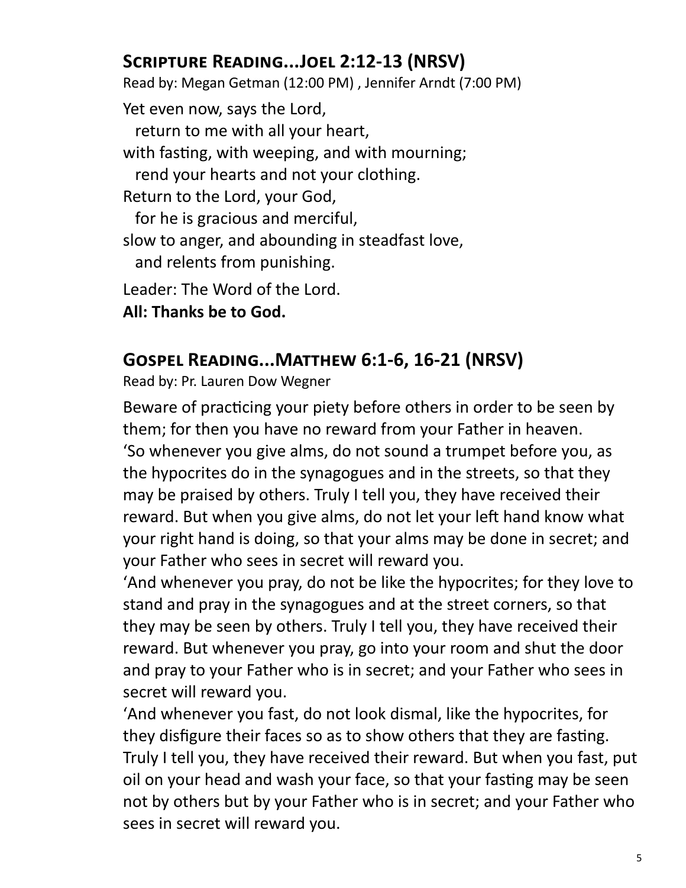## Scripture Reading...Joel 2:12-13 (NRSV)

Read by: Megan Getman (12:00 PM) , Jennifer Arndt (7:00 PM)

Yet even now, says the Lord,
  return to me with all your heart,
with fasting, with weeping, and with mourning;
  rend your hearts and not your clothing.
Return to the Lord, your God,
  for he is gracious and merciful,
slow to anger, and abounding in steadfast love,
  and relents from punishing.

Leader: The Word of the Lord.
**All: Thanks be to God.**

## Gospel Reading...Matthew 6:1-6, 16-21 (NRSV)

Read by: Pr. Lauren Dow Wegner

Beware of practicing your piety before others in order to be seen by them; for then you have no reward from your Father in heaven.
'So whenever you give alms, do not sound a trumpet before you, as the hypocrites do in the synagogues and in the streets, so that they may be praised by others. Truly I tell you, they have received their reward. But when you give alms, do not let your left hand know what your right hand is doing, so that your alms may be done in secret; and your Father who sees in secret will reward you.
'And whenever you pray, do not be like the hypocrites; for they love to stand and pray in the synagogues and at the street corners, so that they may be seen by others. Truly I tell you, they have received their reward. But whenever you pray, go into your room and shut the door and pray to your Father who is in secret; and your Father who sees in secret will reward you.
'And whenever you fast, do not look dismal, like the hypocrites, for they disfigure their faces so as to show others that they are fasting. Truly I tell you, they have received their reward. But when you fast, put oil on your head and wash your face, so that your fasting may be seen not by others but by your Father who is in secret; and your Father who sees in secret will reward you.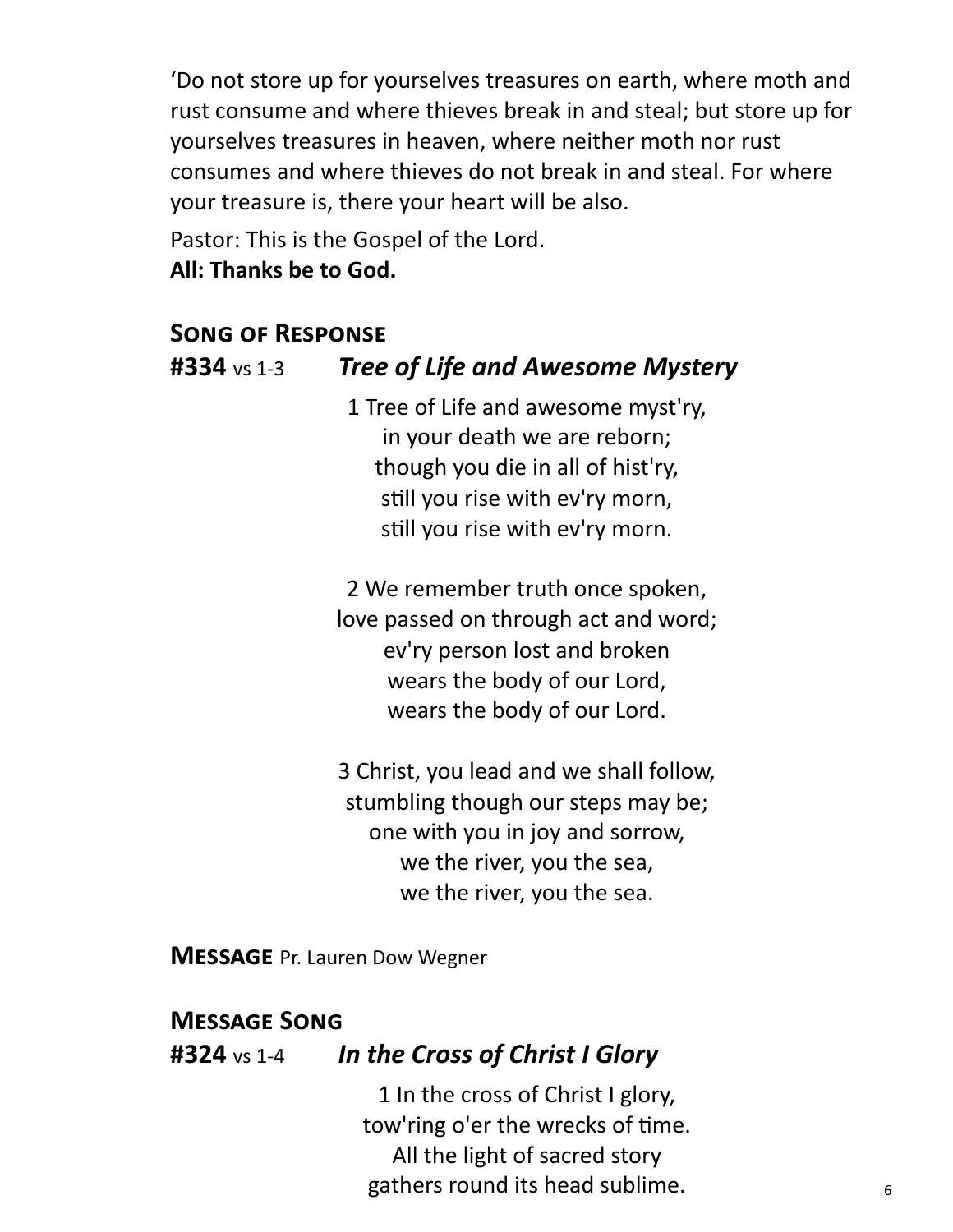'Do not store up for yourselves treasures on earth, where moth and rust consume and where thieves break in and steal; but store up for yourselves treasures in heaven, where neither moth nor rust consumes and where thieves do not break in and steal. For where your treasure is, there your heart will be also.

Pastor: This is the Gospel of the Lord.
**All: Thanks be to God.**

## Song of Response

**#334** vs 1-3 ***Tree of Life and Awesome Mystery***

1 Tree of Life and awesome myst'ry,
in your death we are reborn;
though you die in all of hist'ry,
still you rise with ev'ry morn,
still you rise with ev'ry morn.

2 We remember truth once spoken,
love passed on through act and word;
ev'ry person lost and broken
wears the body of our Lord,
wears the body of our Lord.

3 Christ, you lead and we shall follow,
stumbling though our steps may be;
one with you in joy and sorrow,
we the river, you the sea,
we the river, you the sea.

**Message** Pr. Lauren Dow Wegner

## Message Song

**#324** vs 1-4 ***In the Cross of Christ I Glory***

1 In the cross of Christ I glory,
tow'ring o'er the wrecks of time.
All the light of sacred story
gathers round its head sublime.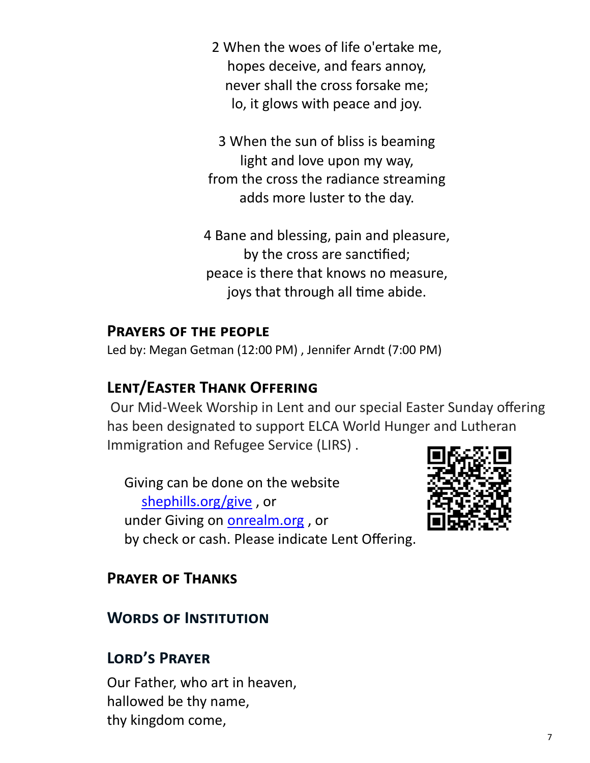2 When the woes of life o'ertake me,
hopes deceive, and fears annoy,
never shall the cross forsake me;
lo, it glows with peace and joy.

3 When the sun of bliss is beaming
light and love upon my way,
from the cross the radiance streaming
adds more luster to the day.

4 Bane and blessing, pain and pleasure,
by the cross are sanctified;
peace is there that knows no measure,
joys that through all time abide.

## Prayers of the People

Led by: Megan Getman (12:00 PM) , Jennifer Arndt (7:00 PM)

## Lent/Easter Thank Offering

Our Mid-Week Worship in Lent and our special Easter Sunday offering has been designated to support ELCA World Hunger and Lutheran Immigration and Refugee Service (LIRS) .

Giving can be done on the website
shephills.org/give , or
under Giving on onrealm.org , or
by check or cash. Please indicate Lent Offering.

## Prayer of Thanks

## Words of Institution

## Lord's Prayer

Our Father, who art in heaven,
hallowed be thy name,
thy kingdom come,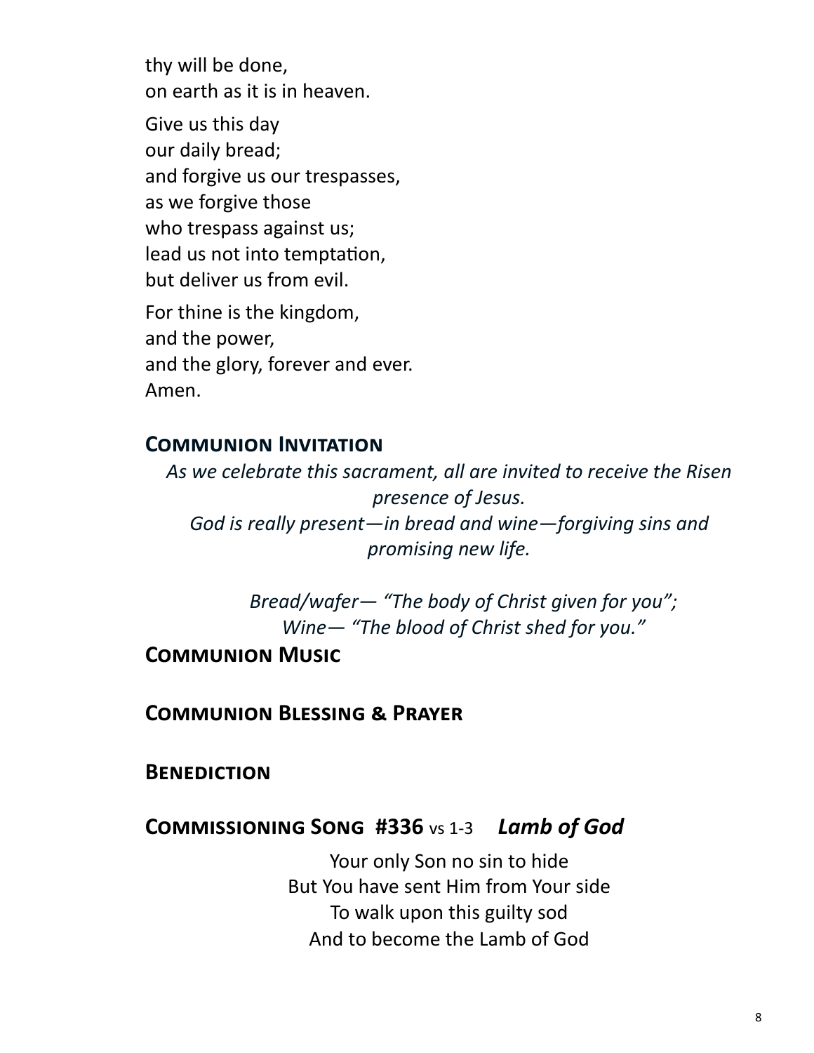thy will be done,
on earth as it is in heaven.

Give us this day
our daily bread;
and forgive us our trespasses,
as we forgive those
who trespass against us;
lead us not into temptation,
but deliver us from evil.

For thine is the kingdom,
and the power,
and the glory, forever and ever.
Amen.

## Communion Invitation

*As we celebrate this sacrament, all are invited to receive the Risen presence of Jesus.*
*God is really present—in bread and wine—forgiving sins and promising new life.*

*Bread/wafer— "The body of Christ given for you";*
*Wine— "The blood of Christ shed for you."*

## Communion Music

## Communion Blessing & Prayer

## Benediction

## Commissioning Song #336 vs 1-3 *Lamb of God*

Your only Son no sin to hide
But You have sent Him from Your side
To walk upon this guilty sod
And to become the Lamb of God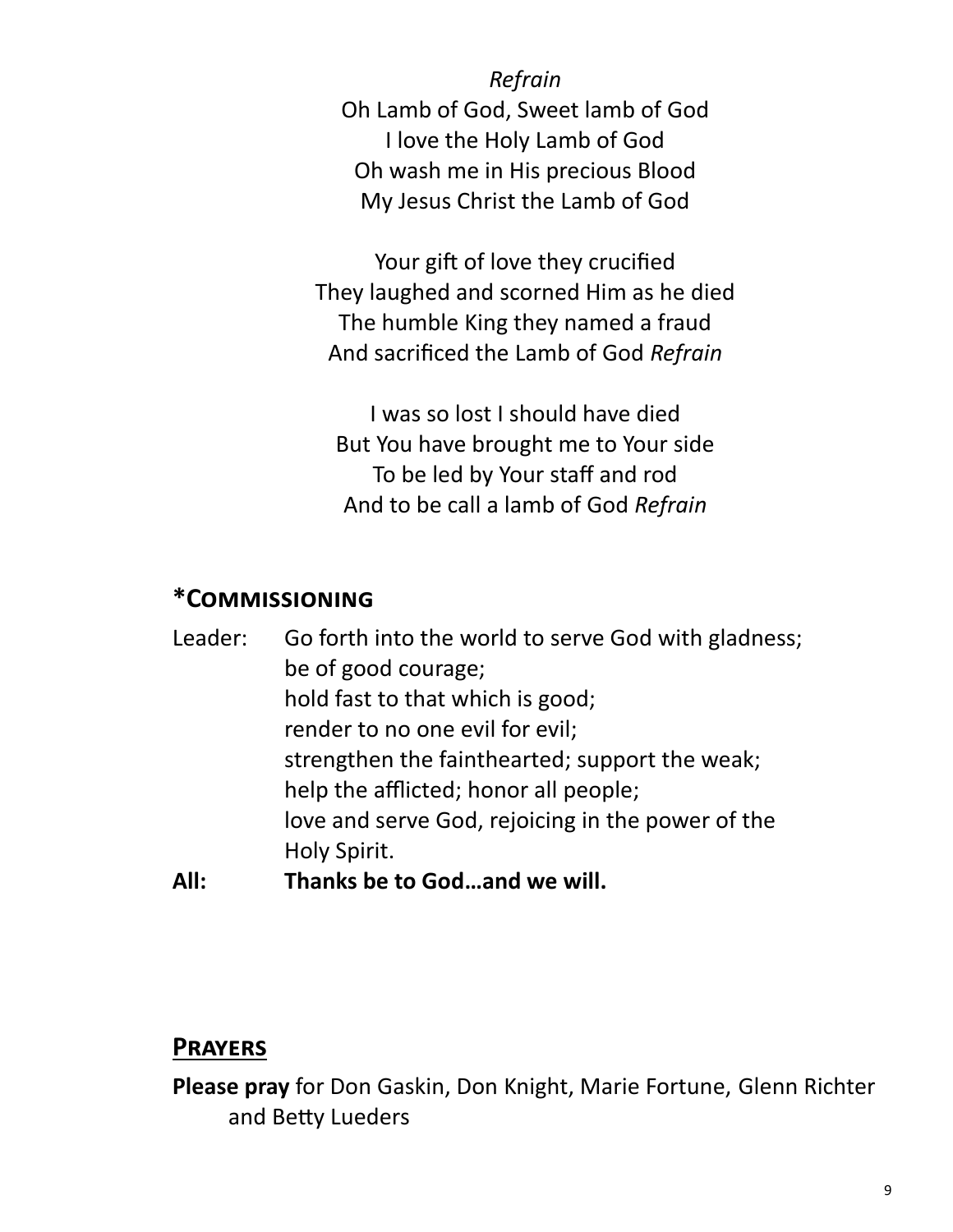*Refrain*  
Oh Lamb of God, Sweet lamb of God  
I love the Holy Lamb of God  
Oh wash me in His precious Blood  
My Jesus Christ the Lamb of God

Your gift of love they crucified  
They laughed and scorned Him as he died  
The humble King they named a fraud  
And sacrificed the Lamb of God *Refrain*

I was so lost I should have died  
But You have brought me to Your side  
To be led by Your staff and rod  
And to be call a lamb of God *Refrain*

## *Commissioning

Leader: Go forth into the world to serve God with gladness; be of good courage; hold fast to that which is good; render to no one evil for evil; strengthen the fainthearted; support the weak; help the afflicted; honor all people; love and serve God, rejoicing in the power of the Holy Spirit.

**All: Thanks be to God…and we will.**

## Prayers

**Please pray** for Don Gaskin, Don Knight, Marie Fortune, Glenn Richter and Betty Lueders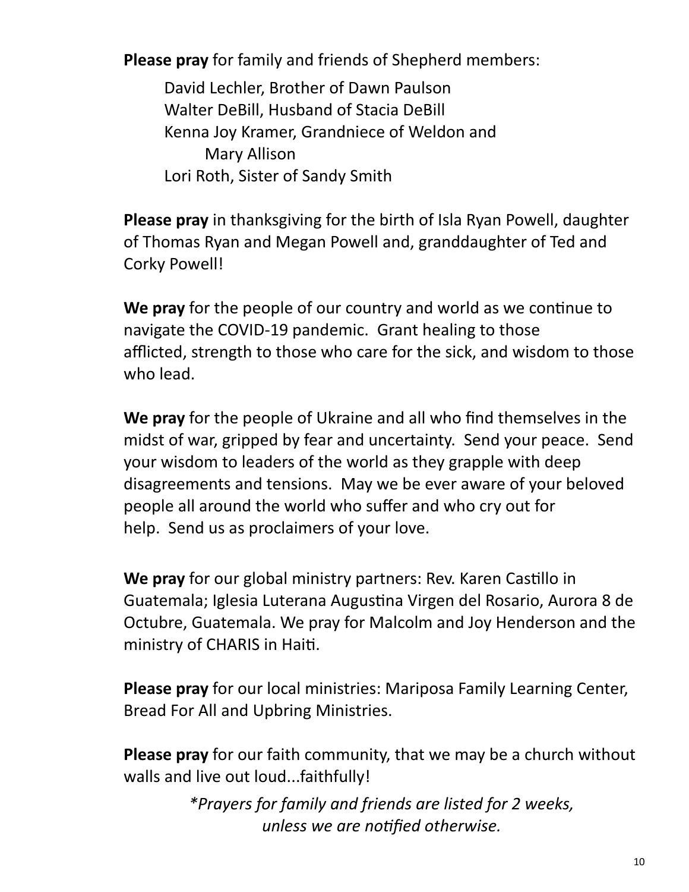**Please pray** for family and friends of Shepherd members:

David Lechler, Brother of Dawn Paulson
Walter DeBill, Husband of Stacia DeBill
Kenna Joy Kramer, Grandniece of Weldon and Mary Allison
Lori Roth, Sister of Sandy Smith

**Please pray** in thanksgiving for the birth of Isla Ryan Powell, daughter of Thomas Ryan and Megan Powell and, granddaughter of Ted and Corky Powell!

**We pray** for the people of our country and world as we continue to navigate the COVID-19 pandemic. Grant healing to those afflicted, strength to those who care for the sick, and wisdom to those who lead.

**We pray** for the people of Ukraine and all who find themselves in the midst of war, gripped by fear and uncertainty. Send your peace. Send your wisdom to leaders of the world as they grapple with deep disagreements and tensions. May we be ever aware of your beloved people all around the world who suffer and who cry out for help. Send us as proclaimers of your love.

**We pray** for our global ministry partners: Rev. Karen Castillo in Guatemala; Iglesia Luterana Augustina Virgen del Rosario, Aurora 8 de Octubre, Guatemala. We pray for Malcolm and Joy Henderson and the ministry of CHARIS in Haiti.

**Please pray** for our local ministries: Mariposa Family Learning Center, Bread For All and Upbring Ministries.

**Please pray** for our faith community, that we may be a church without walls and live out loud...faithfully!

*\*Prayers for family and friends are listed for 2 weeks, unless we are notified otherwise.*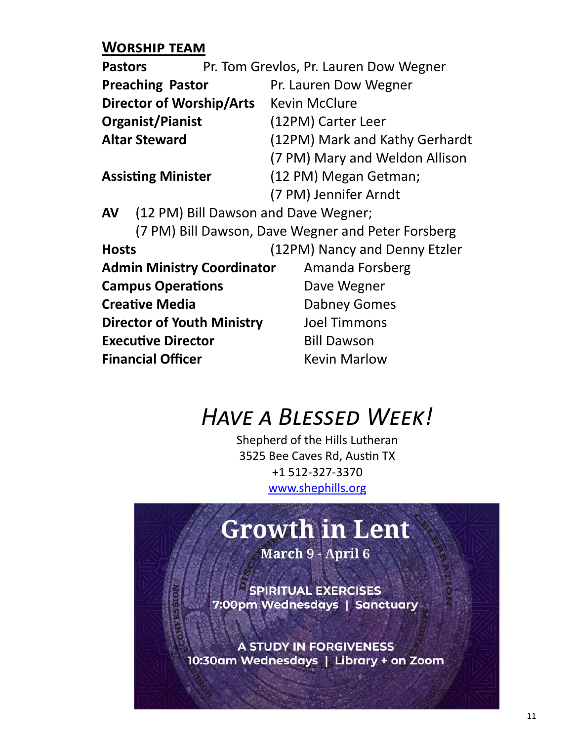## Worship team

**Pastors** Pr. Tom Grevlos, Pr. Lauren Dow Wegner

**Preaching Pastor** Pr. Lauren Dow Wegner

**Director of Worship/Arts** Kevin McClure

**Organist/Pianist** (12PM) Carter Leer

**Altar Steward** (12PM) Mark and Kathy Gerhardt
(7 PM) Mary and Weldon Allison

**Assisting Minister** (12 PM) Megan Getman;
(7 PM) Jennifer Arndt

**AV** (12 PM) Bill Dawson and Dave Wegner;
(7 PM) Bill Dawson, Dave Wegner and Peter Forsberg

**Hosts** (12PM) Nancy and Denny Etzler

**Admin Ministry Coordinator** Amanda Forsberg

**Campus Operations** Dave Wegner

**Creative Media** Dabney Gomes

**Director of Youth Ministry** Joel Timmons

**Executive Director** Bill Dawson

**Financial Officer** Kevin Marlow

# *Have a Blessed Week!*

Shepherd of the Hills Lutheran
3525 Bee Caves Rd, Austin TX
+1 512-327-3370
[www.shephills.org](http://www.shephills.org)

## Growth in Lent

**March 9 - April 6**

**SPIRITUAL EXERCISES**
**7:00pm Wednesdays | Sanctuary**

**A STUDY IN FORGIVENESS**
**10:30am Wednesdays | Library + on Zoom**